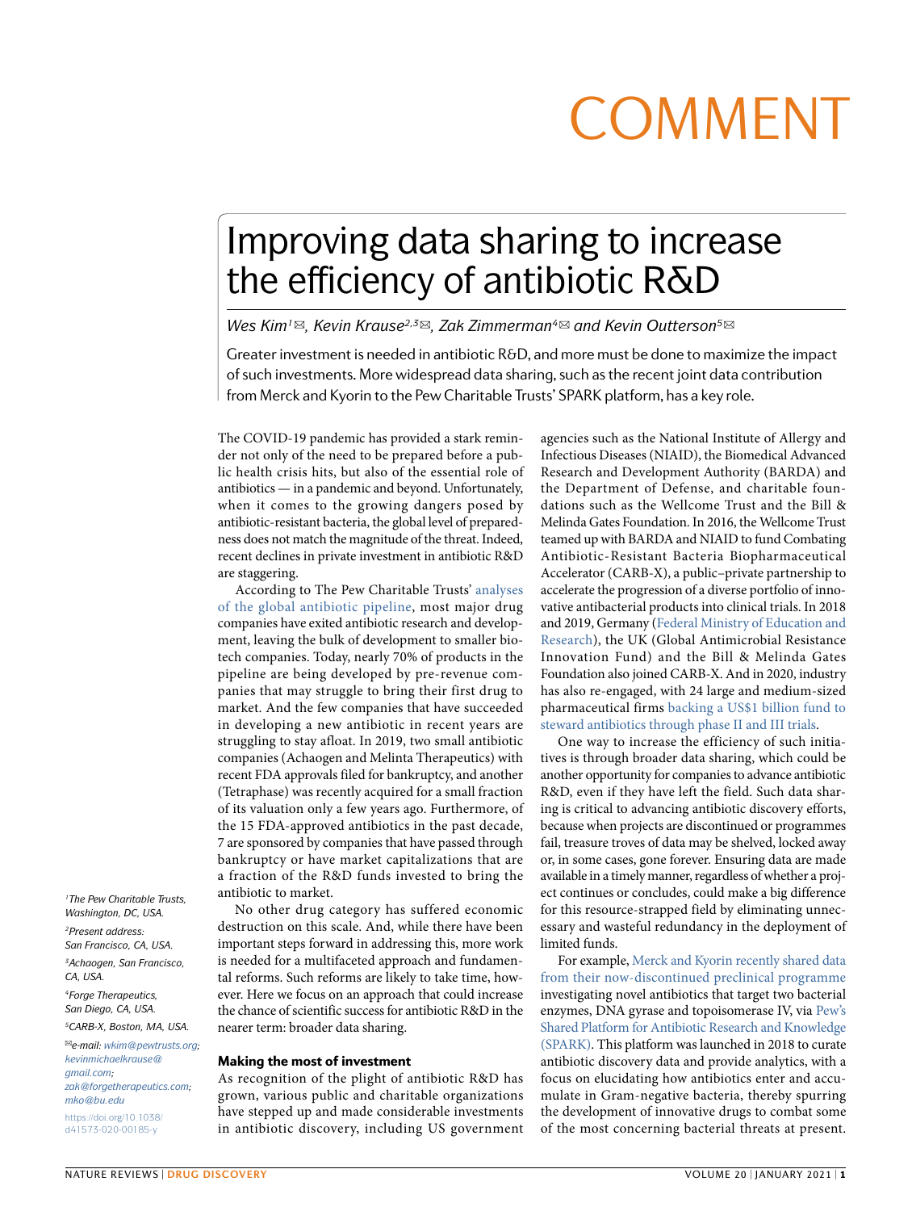COMMENT

# Improving data sharing to increase the efficiency of antibiotic R&D

*Wes Kim[1] ✉, Kevin Krause[2,3] ✉, Zak Zimmerman[4] ✉ and Kevin Outterson[5] ✉*

Greater investment is needed in antibiotic R&D, and more must be done to maximize the impact of such investments. More widespread data sharing, such as the recent joint data contribution from Merck and Kyorin to the Pew Charitable Trusts' SPARK platform, has a key role.

The COVID-19 pandemic has provided a stark reminder not only of the need to be prepared before a public health crisis hits, but also of the essential role of antibiotics — in a pandemic and beyond. Unfortunately, when it comes to the growing dangers posed by antibiotic-resistant bacteria, the global level of preparedness does not match the magnitude of the threat. Indeed, recent declines in private investment in antibiotic R&D are staggering.

According to The Pew Charitable Trusts' analyses of the global antibiotic pipeline, most major drug companies have exited antibiotic research and development, leaving the bulk of development to smaller biotech companies. Today, nearly 70% of products in the pipeline are being developed by pre-revenue companies that may struggle to bring their first drug to market. And the few companies that have succeeded in developing a new antibiotic in recent years are struggling to stay afloat. In 2019, two small antibiotic companies (Achaogen and Melinta Therapeutics) with recent FDA approvals filed for bankruptcy, and another (Tetraphase) was recently acquired for a small fraction of its valuation only a few years ago. Furthermore, of the 15 FDA-approved antibiotics in the past decade, 7 are sponsored by companies that have passed through bankruptcy or have market capitalizations that are a fraction of the R&D funds invested to bring the antibiotic to market.

No other drug category has suffered economic destruction on this scale. And, while there have been important steps forward in addressing this, more work is needed for a multifaceted approach and fundamental reforms. Such reforms are likely to take time, however. Here we focus on an approach that could increase the chance of scientific success for antibiotic R&D in the nearer term: broader data sharing.

## Making the most of investment

As recognition of the plight of antibiotic R&D has grown, various public and charitable organizations have stepped up and made considerable investments in antibiotic discovery, including US government agencies such as the National Institute of Allergy and Infectious Diseases (NIAID), the Biomedical Advanced Research and Development Authority (BARDA) and the Department of Defense, and charitable foundations such as the Wellcome Trust and the Bill & Melinda Gates Foundation. In 2016, the Wellcome Trust teamed up with BARDA and NIAID to fund Combating Antibiotic-Resistant Bacteria Biopharmaceutical Accelerator (CARB-X), a public–private partnership to accelerate the progression of a diverse portfolio of innovative antibacterial products into clinical trials. In 2018 and 2019, Germany (Federal Ministry of Education and Research), the UK (Global Antimicrobial Resistance Innovation Fund) and the Bill & Melinda Gates Foundation also joined CARB-X. And in 2020, industry has also re-engaged, with 24 large and medium-sized pharmaceutical firms backing a US$1 billion fund to steward antibiotics through phase II and III trials.

One way to increase the efficiency of such initiatives is through broader data sharing, which could be another opportunity for companies to advance antibiotic R&D, even if they have left the field. Such data sharing is critical to advancing antibiotic discovery efforts, because when projects are discontinued or programmes fail, treasure troves of data may be shelved, locked away or, in some cases, gone forever. Ensuring data are made available in a timely manner, regardless of whether a project continues or concludes, could make a big difference for this resource-strapped field by eliminating unnecessary and wasteful redundancy in the deployment of limited funds.

For example, Merck and Kyorin recently shared data from their now-discontinued preclinical programme investigating novel antibiotics that target two bacterial enzymes, DNA gyrase and topoisomerase IV, via Pew's Shared Platform for Antibiotic Research and Knowledge (SPARK). This platform was launched in 2018 to curate antibiotic discovery data and provide analytics, with a focus on elucidating how antibiotics enter and accumulate in Gram-negative bacteria, thereby spurring the development of innovative drugs to combat some of the most concerning bacterial threats at present.

[1]The Pew Charitable Trusts, Washington, DC, USA.

[2]Present address: San Francisco, CA, USA.

[3]Achaogen, San Francisco, CA, USA.

[4]Forge Therapeutics, San Diego, CA, USA.

[5]CARB-X, Boston, MA, USA.

✉e-mail: wkim@pewtrusts.org; kevinmichaelkrause@gmail.com; zak@forgetherapeutics.com; mko@bu.edu

https://doi.org/10.1038/d41573-020-00185-y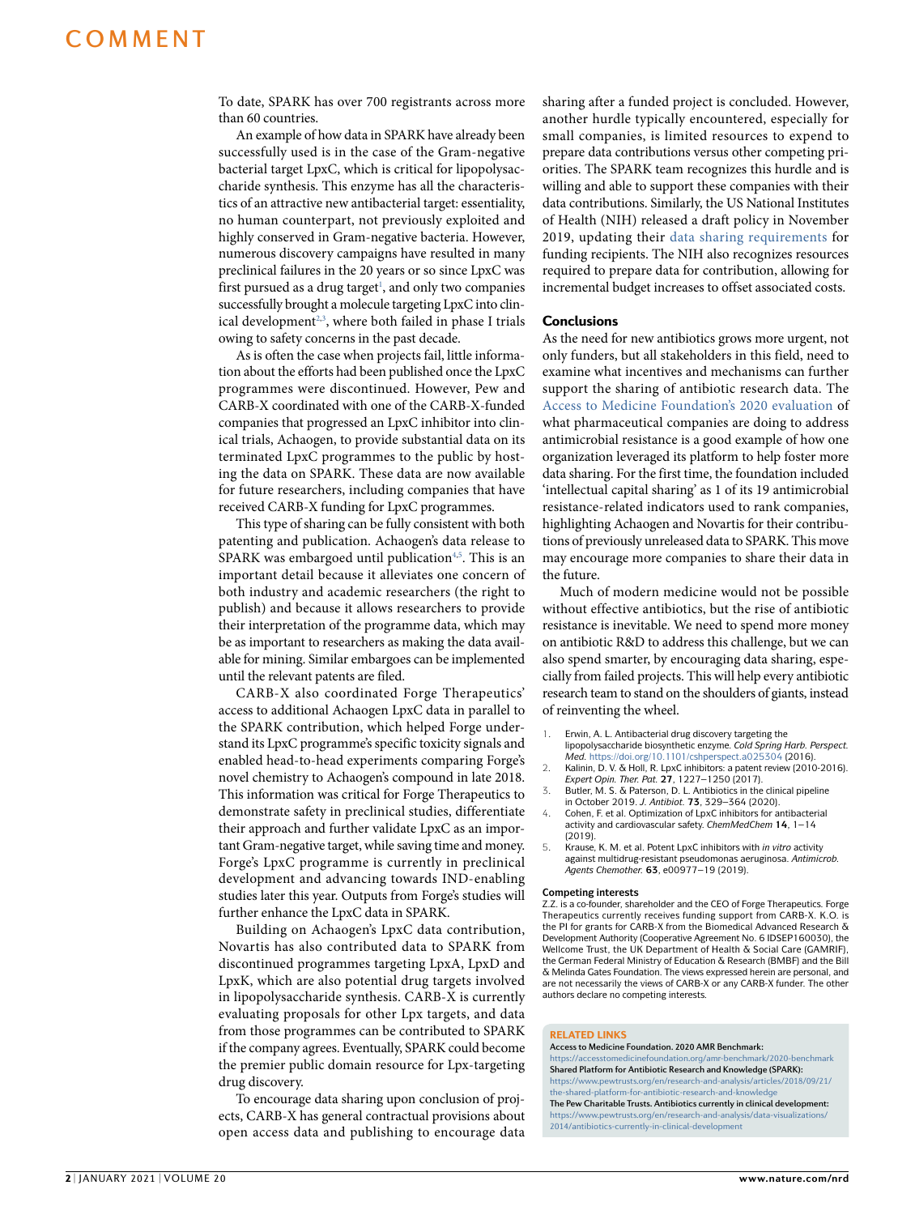To date, SPARK has over 700 registrants across more than 60 countries.

An example of how data in SPARK have already been successfully used is in the case of the Gram-negative bacterial target LpxC, which is critical for lipopolysaccharide synthesis. This enzyme has all the characteristics of an attractive new antibacterial target: essentiality, no human counterpart, not previously exploited and highly conserved in Gram-negative bacteria. However, numerous discovery campaigns have resulted in many preclinical failures in the 20 years or so since LpxC was first pursued as a drug target[1], and only two companies successfully brought a molecule targeting LpxC into clinical development[2,3], where both failed in phase I trials owing to safety concerns in the past decade.

As is often the case when projects fail, little information about the efforts had been published once the LpxC programmes were discontinued. However, Pew and CARB-X coordinated with one of the CARB-X-funded companies that progressed an LpxC inhibitor into clinical trials, Achaogen, to provide substantial data on its terminated LpxC programmes to the public by hosting the data on SPARK. These data are now available for future researchers, including companies that have received CARB-X funding for LpxC programmes.

This type of sharing can be fully consistent with both patenting and publication. Achaogen's data release to SPARK was embargoed until publication[4,5]. This is an important detail because it alleviates one concern of both industry and academic researchers (the right to publish) and because it allows researchers to provide their interpretation of the programme data, which may be as important to researchers as making the data available for mining. Similar embargoes can be implemented until the relevant patents are filed.

CARB-X also coordinated Forge Therapeutics' access to additional Achaogen LpxC data in parallel to the SPARK contribution, which helped Forge understand its LpxC programme's specific toxicity signals and enabled head-to-head experiments comparing Forge's novel chemistry to Achaogen's compound in late 2018. This information was critical for Forge Therapeutics to demonstrate safety in preclinical studies, differentiate their approach and further validate LpxC as an important Gram-negative target, while saving time and money. Forge's LpxC programme is currently in preclinical development and advancing towards IND-enabling studies later this year. Outputs from Forge's studies will further enhance the LpxC data in SPARK.

Building on Achaogen's LpxC data contribution, Novartis has also contributed data to SPARK from discontinued programmes targeting LpxA, LpxD and LpxK, which are also potential drug targets involved in lipopolysaccharide synthesis. CARB-X is currently evaluating proposals for other Lpx targets, and data from those programmes can be contributed to SPARK if the company agrees. Eventually, SPARK could become the premier public domain resource for Lpx-targeting drug discovery.

To encourage data sharing upon conclusion of projects, CARB-X has general contractual provisions about open access data and publishing to encourage data sharing after a funded project is concluded. However, another hurdle typically encountered, especially for small companies, is limited resources to expend to prepare data contributions versus other competing priorities. The SPARK team recognizes this hurdle and is willing and able to support these companies with their data contributions. Similarly, the US National Institutes of Health (NIH) released a draft policy in November 2019, updating their data sharing requirements for funding recipients. The NIH also recognizes resources required to prepare data for contribution, allowing for incremental budget increases to offset associated costs.

## Conclusions

As the need for new antibiotics grows more urgent, not only funders, but all stakeholders in this field, need to examine what incentives and mechanisms can further support the sharing of antibiotic research data. The Access to Medicine Foundation's 2020 evaluation of what pharmaceutical companies are doing to address antimicrobial resistance is a good example of how one organization leveraged its platform to help foster more data sharing. For the first time, the foundation included 'intellectual capital sharing' as 1 of its 19 antimicrobial resistance-related indicators used to rank companies, highlighting Achaogen and Novartis for their contributions of previously unreleased data to SPARK. This move may encourage more companies to share their data in the future.

Much of modern medicine would not be possible without effective antibiotics, but the rise of antibiotic resistance is inevitable. We need to spend more money on antibiotic R&D to address this challenge, but we can also spend smarter, by encouraging data sharing, especially from failed projects. This will help every antibiotic research team to stand on the shoulders of giants, instead of reinventing the wheel.

1. Erwin, A. L. Antibacterial drug discovery targeting the lipopolysaccharide biosynthetic enzyme. *Cold Spring Harb. Perspect. Med.* https://doi.org/10.1101/cshperspect.a025304 (2016).
2. Kalinin, D. V. & Holl, R. LpxC inhibitors: a patent review (2010-2016). *Expert Opin. Ther. Pat.* **27**, 1227–1250 (2017).
3. Butler, M. S. & Paterson, D. L. Antibiotics in the clinical pipeline in October 2019. *J. Antibiot.* **73**, 329–364 (2020).
4. Cohen, F. et al. Optimization of LpxC inhibitors for antibacterial activity and cardiovascular safety. *ChemMedChem* **14**, 1–14 (2019).
5. Krause, K. M. et al. Potent LpxC inhibitors with *in vitro* activity against multidrug-resistant pseudomonas aeruginosa. *Antimicrob. Agents Chemother.* **63**, e00977–19 (2019).

#### Competing interests

Z.Z. is a co-founder, shareholder and the CEO of Forge Therapeutics. Forge Therapeutics currently receives funding support from CARB-X. K.O. is the PI for grants for CARB-X from the Biomedical Advanced Research & Development Authority (Cooperative Agreement No. 6 IDSEP160030), the Wellcome Trust, the UK Department of Health & Social Care (GAMRIF), the German Federal Ministry of Education & Research (BMBF) and the Bill & Melinda Gates Foundation. The views expressed herein are personal, and are not necessarily the views of CARB-X or any CARB-X funder. The other authors declare no competing interests.

#### RELATED LINKS

**Access to Medicine Foundation. 2020 AMR Benchmark:**
https://accesstomedicinefoundation.org/amr-benchmark/2020-benchmark
**Shared Platform for Antibiotic Research and Knowledge (SPARK):**
https://www.pewtrusts.org/en/research-and-analysis/articles/2018/09/21/the-shared-platform-for-antibiotic-research-and-knowledge
**The Pew Charitable Trusts. Antibiotics currently in clinical development:**
https://www.pewtrusts.org/en/research-and-analysis/data-visualizations/2014/antibiotics-currently-in-clinical-development